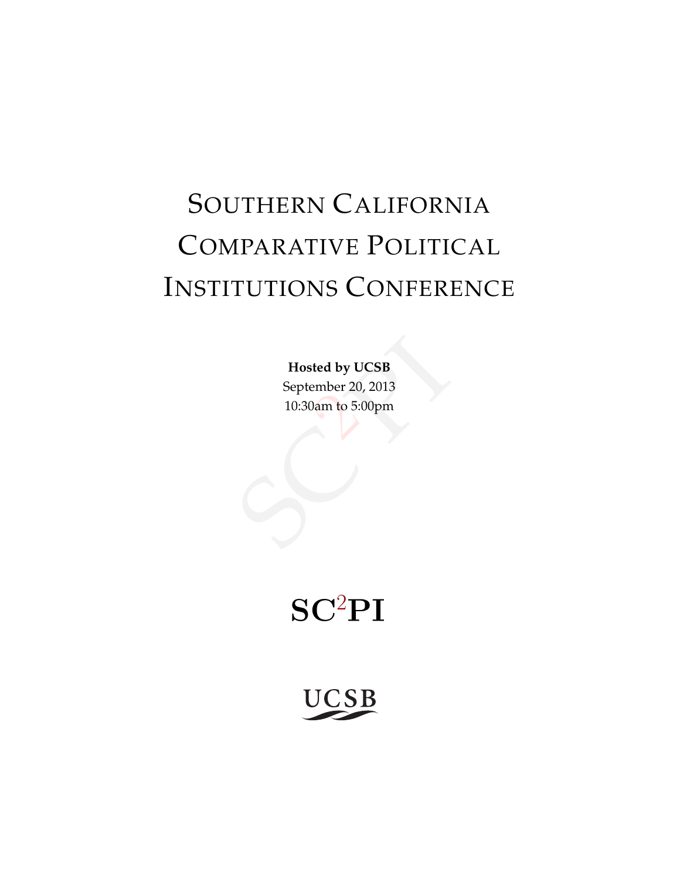# Southern California Comparative Political Institutions Conference

**Hosted by UCSB**

September 20, 2013

10:30am to 5:00pm

**SC$^2$PI**

UCSB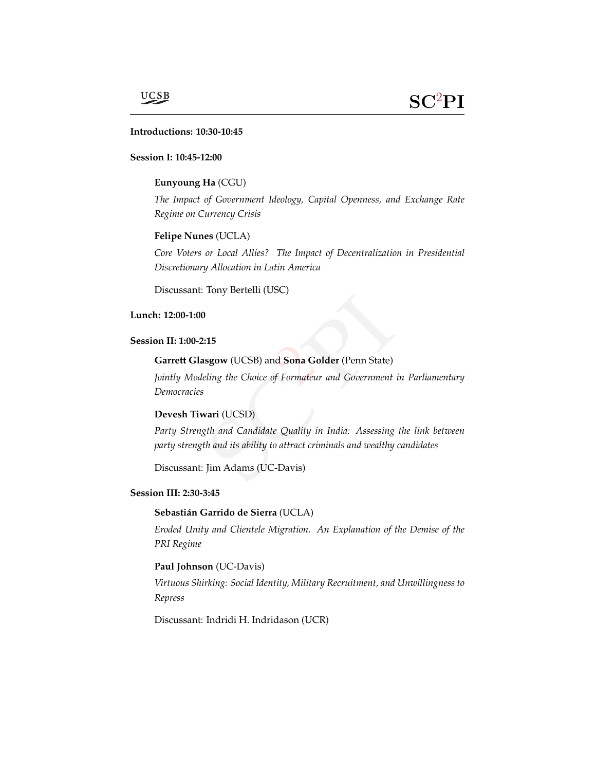**Introductions: 10:30-10:45**

**Session I: 10:45-12:00**

**Eunyoung Ha** (CGU)

*The Impact of Government Ideology, Capital Openness, and Exchange Rate Regime on Currency Crisis*

**Felipe Nunes** (UCLA)

*Core Voters or Local Allies? The Impact of Decentralization in Presidential Discretionary Allocation in Latin America*

Discussant: Tony Bertelli (USC)

**Lunch: 12:00-1:00**

**Session II: 1:00-2:15**

**Garrett Glasgow** (UCSB) and **Sona Golder** (Penn State)

*Jointly Modeling the Choice of Formateur and Government in Parliamentary Democracies*

**Devesh Tiwari** (UCSD)

*Party Strength and Candidate Quality in India: Assessing the link between party strength and its ability to attract criminals and wealthy candidates*

Discussant: Jim Adams (UC-Davis)

**Session III: 2:30-3:45**

**Sebastián Garrido de Sierra** (UCLA)

*Eroded Unity and Clientele Migration. An Explanation of the Demise of the PRI Regime*

**Paul Johnson** (UC-Davis)

*Virtuous Shirking: Social Identity, Military Recruitment, and Unwillingness to Repress*

Discussant: Indridi H. Indridason (UCR)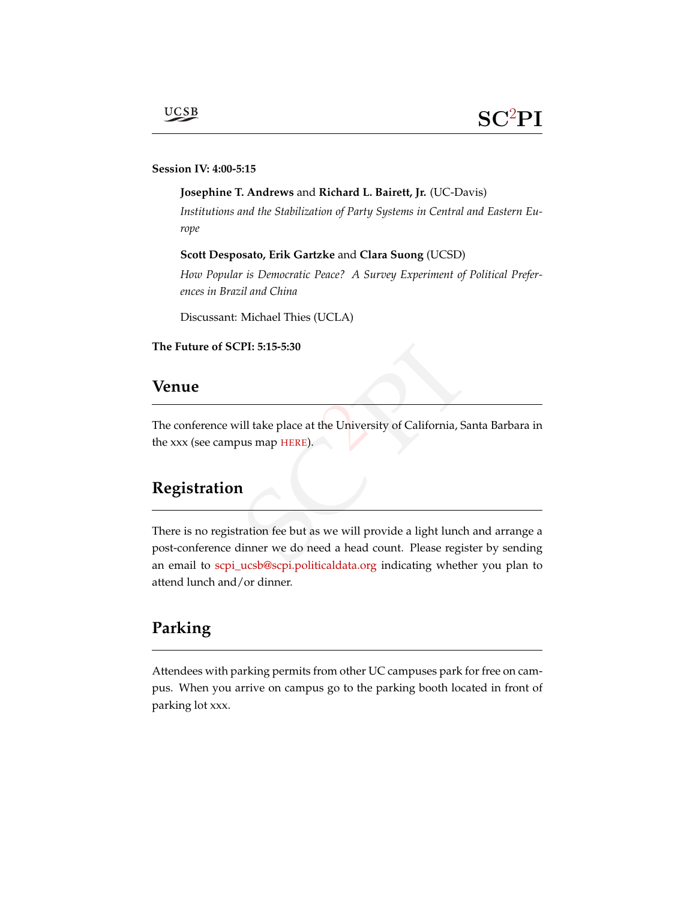**Session IV: 4:00-5:15**

**Josephine T. Andrews** and **Richard L. Bairett, Jr.** (UC-Davis)

*Institutions and the Stabilization of Party Systems in Central and Eastern Europe*

**Scott Desposato, Erik Gartzke** and **Clara Suong** (UCSD)

*How Popular is Democratic Peace? A Survey Experiment of Political Preferences in Brazil and China*

Discussant: Michael Thies (UCLA)

**The Future of SCPI: 5:15-5:30**

## Venue

The conference will take place at the University of California, Santa Barbara in the xxx (see campus map HERE).

## Registration

There is no registration fee but as we will provide a light lunch and arrange a post-conference dinner we do need a head count. Please register by sending an email to scpi_ucsb@scpi.politicaldata.org indicating whether you plan to attend lunch and/or dinner.

## Parking

Attendees with parking permits from other UC campuses park for free on campus. When you arrive on campus go to the parking booth located in front of parking lot xxx.